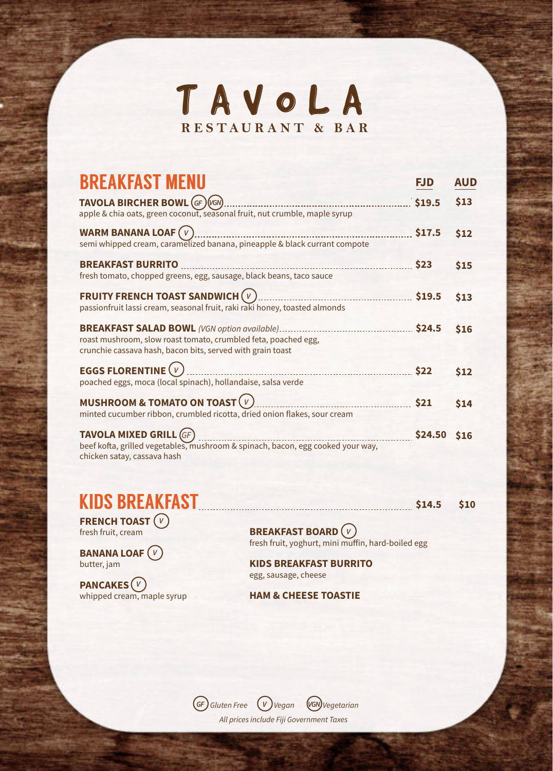# TAVOLA

**RESTAURANT & BAR**

## BREAKFAST MENU

| Item | FJD | AUD |
|---|---|---|
| **TAVOLA BIRCHER BOWL** (GF) (VGN)<br>apple & chia oats, green coconut, seasonal fruit, nut crumble, maple syrup | $19.5 | $13 |
| **WARM BANANA LOAF** (V)<br>semi whipped cream, caramelized banana, pineapple & black currant compote | $17.5 | $12 |
| **BREAKFAST BURRITO**<br>fresh tomato, chopped greens, egg, sausage, black beans, taco sauce | $23 | $15 |
| **FRUITY FRENCH TOAST SANDWICH** (V)<br>passionfruit lassi cream, seasonal fruit, raki raki honey, toasted almonds | $19.5 | $13 |
| **BREAKFAST SALAD BOWL** *(VGN option available)*<br>roast mushroom, slow roast tomato, crumbled feta, poached egg, crunchie cassava hash, bacon bits, served with grain toast | $24.5 | $16 |
| **EGGS FLORENTINE** (V)<br>poached eggs, moca (local spinach), hollandaise, salsa verde | $22 | $12 |
| **MUSHROOM & TOMATO ON TOAST** (V)<br>minted cucumber ribbon, crumbled ricotta, dried onion flakes, sour cream | $21 | $14 |
| **TAVOLA MIXED GRILL** (GF)<br>beef kofta, grilled vegetables, mushroom & spinach, bacon, egg cooked your way, chicken satay, cassava hash | $24.50 | $16 |

## KIDS BREAKFAST — $14.5 FJD / $10 AUD

**FRENCH TOAST** (V)
fresh fruit, cream

**BANANA LOAF** (V)
butter, jam

**PANCAKES** (V)
whipped cream, maple syrup

**BREAKFAST BOARD** (V)
fresh fruit, yoghurt, mini muffin, hard-boiled egg

**KIDS BREAKFAST BURRITO**
egg, sausage, cheese

**HAM & CHEESE TOASTIE**

*(GF) Gluten Free (V) Vegan (VGN) Vegetarian*

*All prices include Fiji Government Taxes*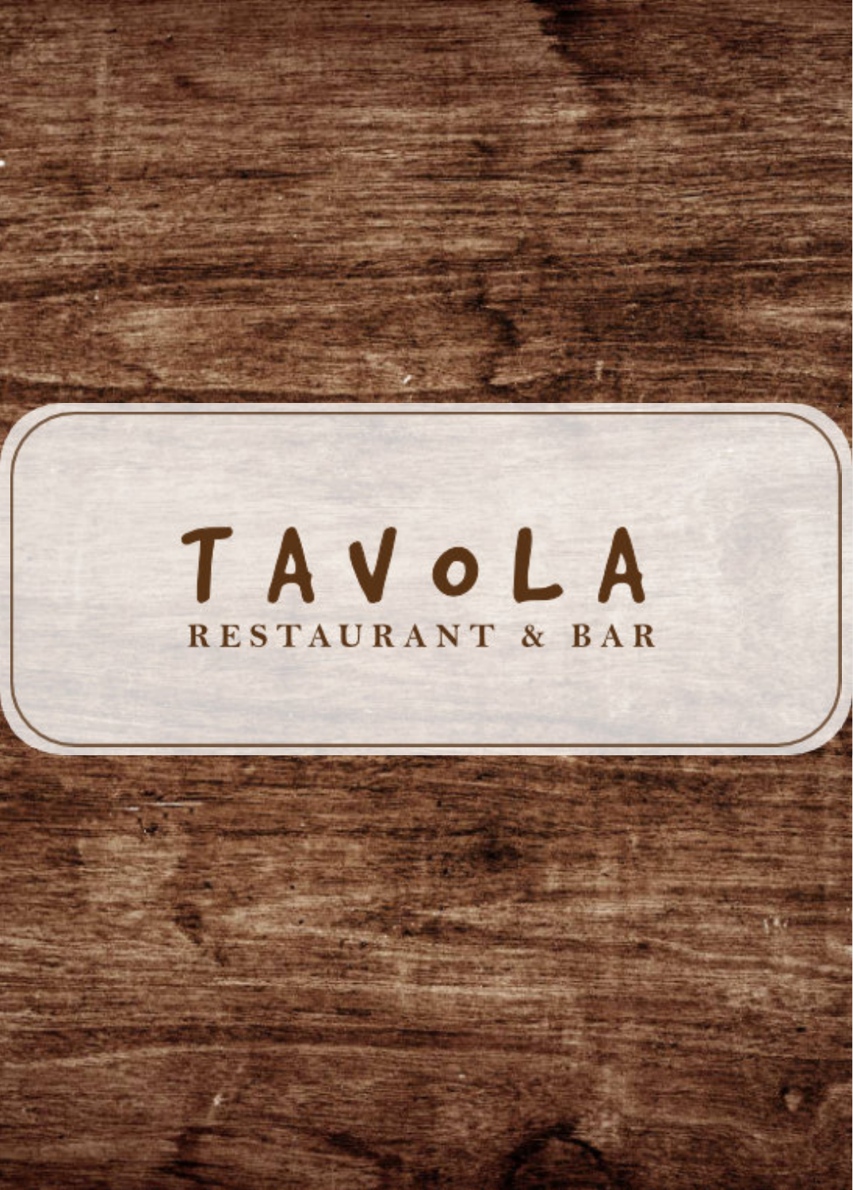# TAVoLA

RESTAURANT & BAR